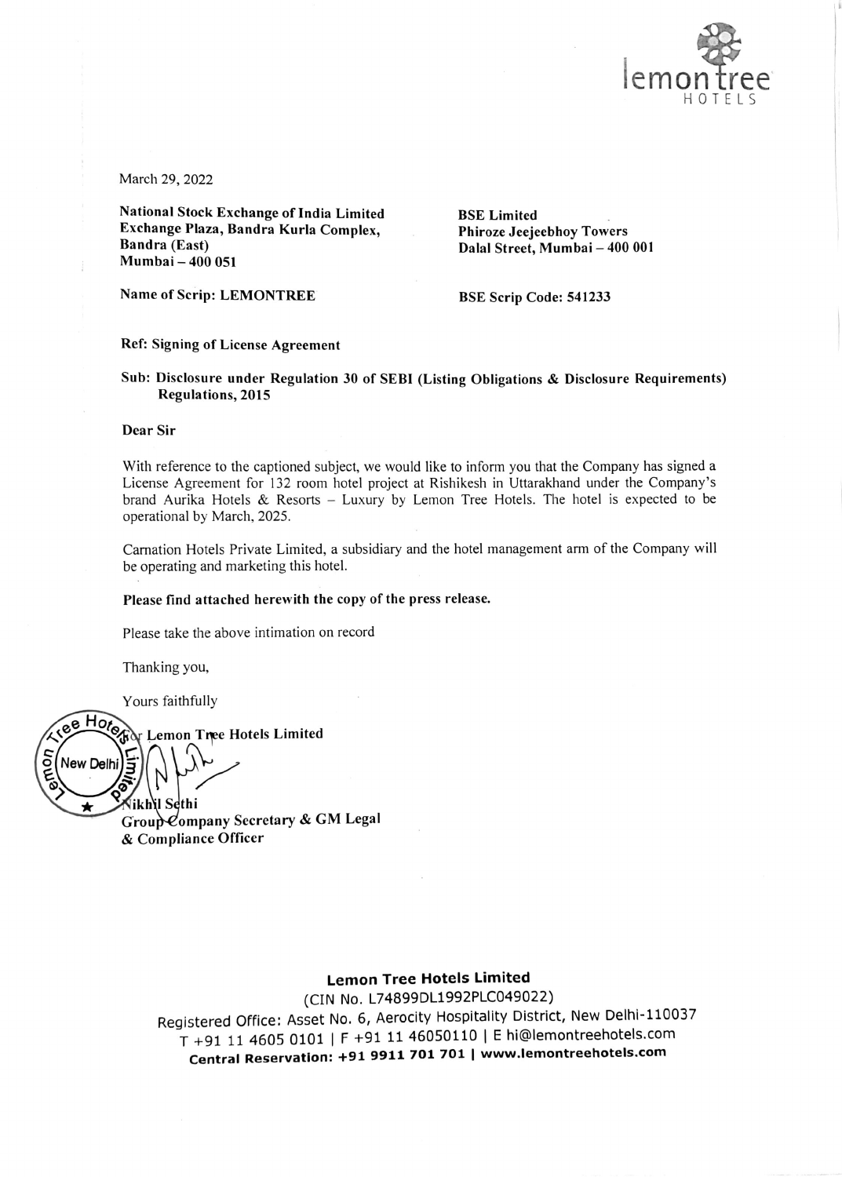March 29, 2022

**National Stock Exchange of India Limited**
**Exchange Plaza, Bandra Kurla Complex,**
**Bandra (East)**
**Mumbai – 400 051**

**BSE Limited**
**Phiroze Jeejeebhoy Towers**
**Dalal Street, Mumbai – 400 001**

**Name of Scrip: LEMONTREE**

**BSE Scrip Code: 541233**

**Ref: Signing of License Agreement**

**Sub: Disclosure under Regulation 30 of SEBI (Listing Obligations & Disclosure Requirements) Regulations, 2015**

**Dear Sir**

With reference to the captioned subject, we would like to inform you that the Company has signed a License Agreement for 132 room hotel project at Rishikesh in Uttarakhand under the Company's brand Aurika Hotels & Resorts – Luxury by Lemon Tree Hotels. The hotel is expected to be operational by March, 2025.

Carnation Hotels Private Limited, a subsidiary and the hotel management arm of the Company will be operating and marketing this hotel.

**Please find attached herewith the copy of the press release.**

Please take the above intimation on record

Thanking you,

Yours faithfully

**For Lemon Tree Hotels Limited**

**Nikhil Sethi**
**Group Company Secretary & GM Legal**
**& Compliance Officer**

**Lemon Tree Hotels Limited**
(CIN No. L74899DL1992PLC049022)
Registered Office: Asset No. 6, Aerocity Hospitality District, New Delhi-110037
T +91 11 4605 0101 | F +91 11 46050110 | E hi@lemontreehotels.com
**Central Reservation: +91 9911 701 701 | www.lemontreehotels.com**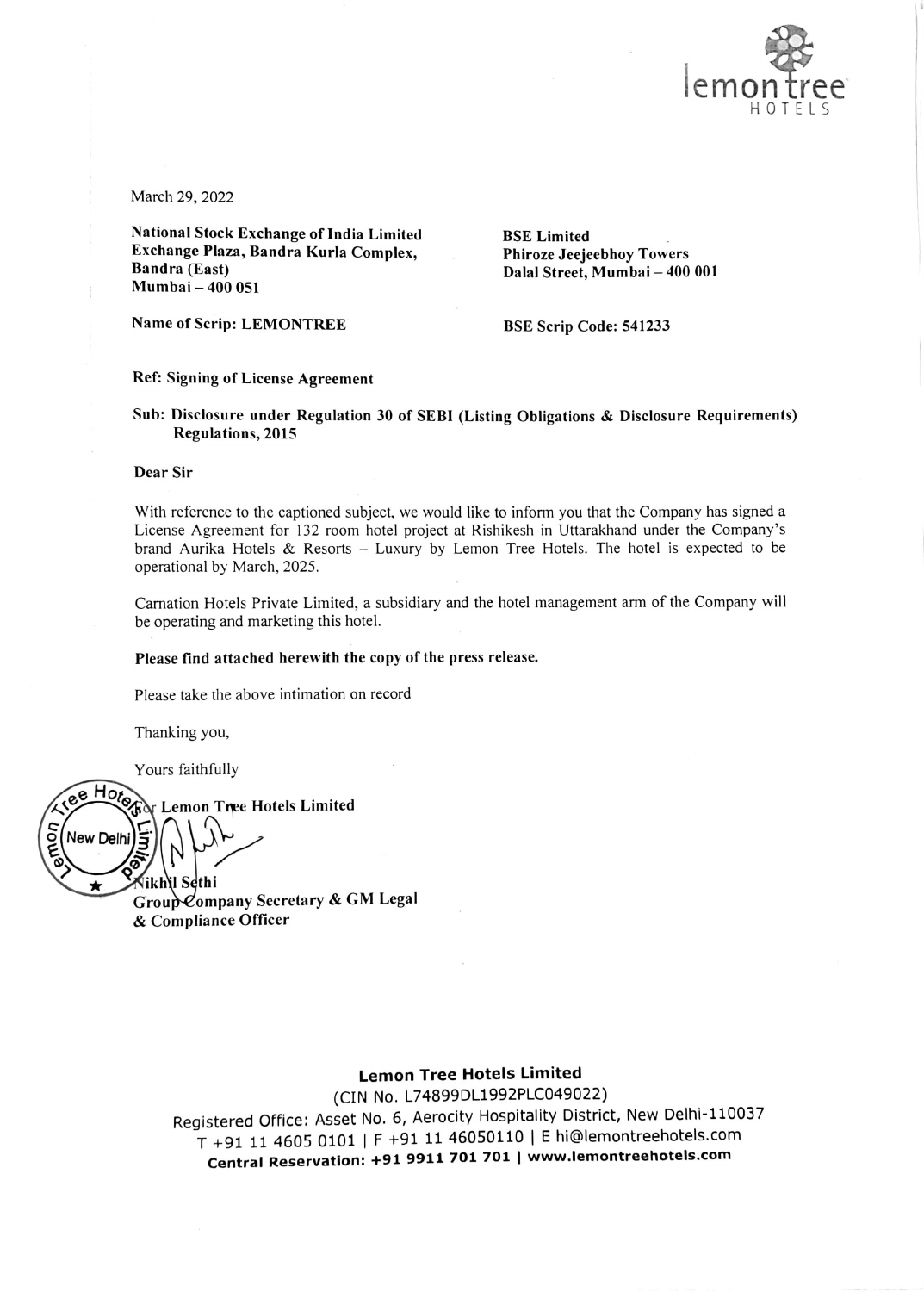March 29, 2022

**National Stock Exchange of India Limited**
**Exchange Plaza, Bandra Kurla Complex,**
**Bandra (East)**
**Mumbai – 400 051**

**BSE Limited**
**Phiroze Jeejeebhoy Towers**
**Dalal Street, Mumbai – 400 001**

**Name of Scrip: LEMONTREE**

**BSE Scrip Code: 541233**

**Ref: Signing of License Agreement**

**Sub: Disclosure under Regulation 30 of SEBI (Listing Obligations & Disclosure Requirements) Regulations, 2015**

**Dear Sir**

With reference to the captioned subject, we would like to inform you that the Company has signed a License Agreement for 132 room hotel project at Rishikesh in Uttarakhand under the Company's brand Aurika Hotels & Resorts – Luxury by Lemon Tree Hotels. The hotel is expected to be operational by March, 2025.

Carnation Hotels Private Limited, a subsidiary and the hotel management arm of the Company will be operating and marketing this hotel.

**Please find attached herewith the copy of the press release.**

Please take the above intimation on record

Thanking you,

Yours faithfully

**For Lemon Tree Hotels Limited**

**Nikhil Sethi**
**Group Company Secretary & GM Legal**
**& Compliance Officer**

**Lemon Tree Hotels Limited**
(CIN No. L74899DL1992PLC049022)
Registered Office: Asset No. 6, Aerocity Hospitality District, New Delhi-110037
T +91 11 4605 0101 | F +91 11 46050110 | E hi@lemontreehotels.com
**Central Reservation: +91 9911 701 701 | www.lemontreehotels.com**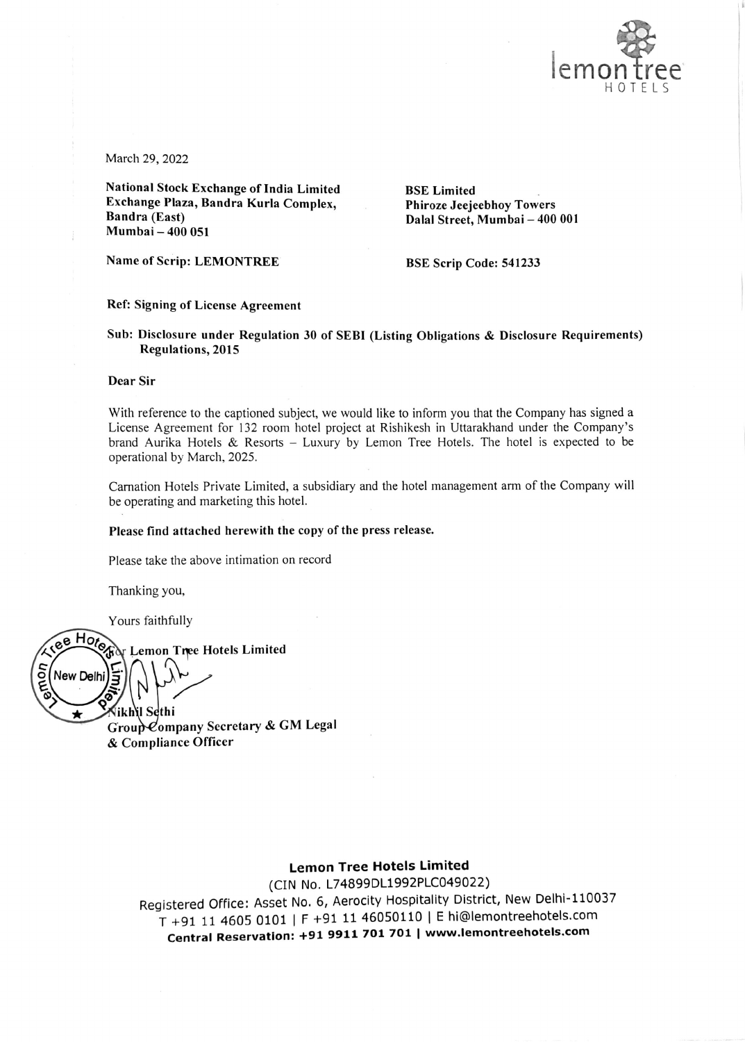March 29, 2022

**National Stock Exchange of India Limited**
**Exchange Plaza, Bandra Kurla Complex,**
**Bandra (East)**
**Mumbai – 400 051**

**BSE Limited**
**Phiroze Jeejeebhoy Towers**
**Dalal Street, Mumbai – 400 001**

**Name of Scrip: LEMONTREE**

**BSE Scrip Code: 541233**

**Ref: Signing of License Agreement**

**Sub: Disclosure under Regulation 30 of SEBI (Listing Obligations & Disclosure Requirements) Regulations, 2015**

**Dear Sir**

With reference to the captioned subject, we would like to inform you that the Company has signed a License Agreement for 132 room hotel project at Rishikesh in Uttarakhand under the Company's brand Aurika Hotels & Resorts – Luxury by Lemon Tree Hotels. The hotel is expected to be operational by March, 2025.

Carnation Hotels Private Limited, a subsidiary and the hotel management arm of the Company will be operating and marketing this hotel.

**Please find attached herewith the copy of the press release.**

Please take the above intimation on record

Thanking you,

Yours faithfully

**For Lemon Tree Hotels Limited**

**Nikhil Sethi**
**Group Company Secretary & GM Legal**
**& Compliance Officer**

**Lemon Tree Hotels Limited**
(CIN No. L74899DL1992PLC049022)
Registered Office: Asset No. 6, Aerocity Hospitality District, New Delhi-110037
T +91 11 4605 0101 | F +91 11 46050110 | E hi@lemontreehotels.com
**Central Reservation: +91 9911 701 701 | www.lemontreehotels.com**